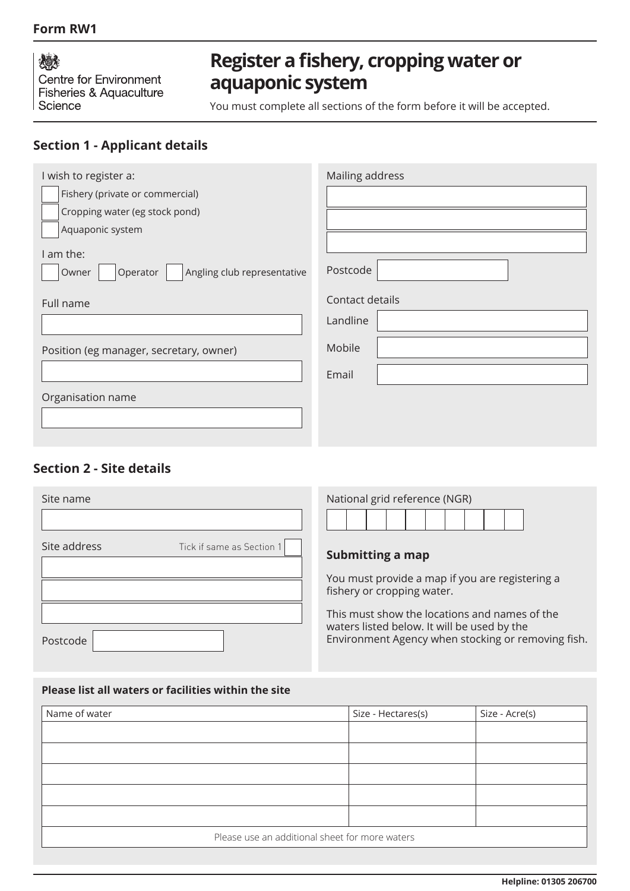Form RW1

Centre for Environment Fisheries & Aquaculture Science

# Register a fishery, cropping water or aquaponic system

You must complete all sections of the form before it will be accepted.

## Section 1 - Applicant details

I wish to register a:

- ☐ Fishery (private or commercial)
- ☐ Cropping water (eg stock pond)
- ☐ Aquaponic system

I am the:

☐ Owner ☐ Operator ☐ Angling club representative

Full name

Position (eg manager, secretary, owner)

Organisation name

Mailing address

Postcode

Contact details

Landline

Mobile

Email

## Section 2 - Site details

Site name

Site address — Tick if same as Section 1 ☐

Postcode

National grid reference (NGR)

### Submitting a map

You must provide a map if you are registering a fishery or cropping water.

This must show the locations and names of the waters listed below. It will be used by the Environment Agency when stocking or removing fish.

**Please list all waters or facilities within the site**

| Name of water | Size - Hectares(s) | Size - Acre(s) |
|---|---|---|
| | | |
| | | |
| | | |
| | | |
| | | |
| Please use an additional sheet for more waters | | |

**Helpline: 01305 206700**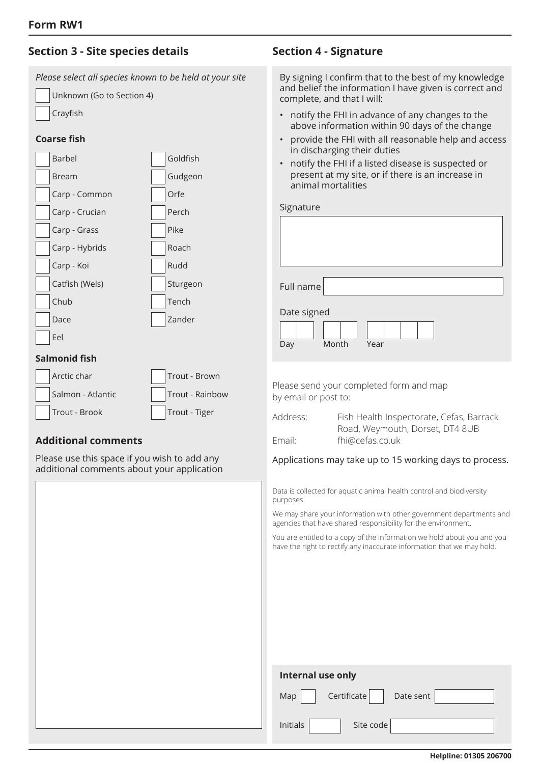**Form RW1**

## Section 3 - Site species details

*Please select all species known to be held at your site*

- [ ] Unknown (Go to Section 4)
- [ ] Crayfish

### Coarse fish

- [ ] Barbel
- [ ] Bream
- [ ] Carp - Common
- [ ] Carp - Crucian
- [ ] Carp - Grass
- [ ] Carp - Hybrids
- [ ] Carp - Koi
- [ ] Catfish (Wels)
- [ ] Chub
- [ ] Dace
- [ ] Eel
- [ ] Goldfish
- [ ] Gudgeon
- [ ] Orfe
- [ ] Perch
- [ ] Pike
- [ ] Roach
- [ ] Rudd
- [ ] Sturgeon
- [ ] Tench
- [ ] Zander

### Salmonid fish

- [ ] Arctic char
- [ ] Salmon - Atlantic
- [ ] Trout - Brook
- [ ] Trout - Brown
- [ ] Trout - Rainbow
- [ ] Trout - Tiger

### Additional comments

Please use this space if you wish to add any additional comments about your application

## Section 4 - Signature

By signing I confirm that to the best of my knowledge and belief the information I have given is correct and complete, and that I will:

- notify the FHI in advance of any changes to the above information within 90 days of the change
- provide the FHI with all reasonable help and access in discharging their duties
- notify the FHI if a listed disease is suspected or present at my site, or if there is an increase in animal mortalities

Signature

Full name

Date signed

Day Month Year

Please send your completed form and map by email or post to:

Address: Fish Health Inspectorate, Cefas, Barrack Road, Weymouth, Dorset, DT4 8UB

Email: fhi@cefas.co.uk

Applications may take up to 15 working days to process.

Data is collected for aquatic animal health control and biodiversity purposes.

We may share your information with other government departments and agencies that have shared responsibility for the environment.

You are entitled to a copy of the information we hold about you and you have the right to rectify any inaccurate information that we may hold.

**Internal use only**

Map Certificate Date sent

Initials Site code

**Helpline: 01305 206700**